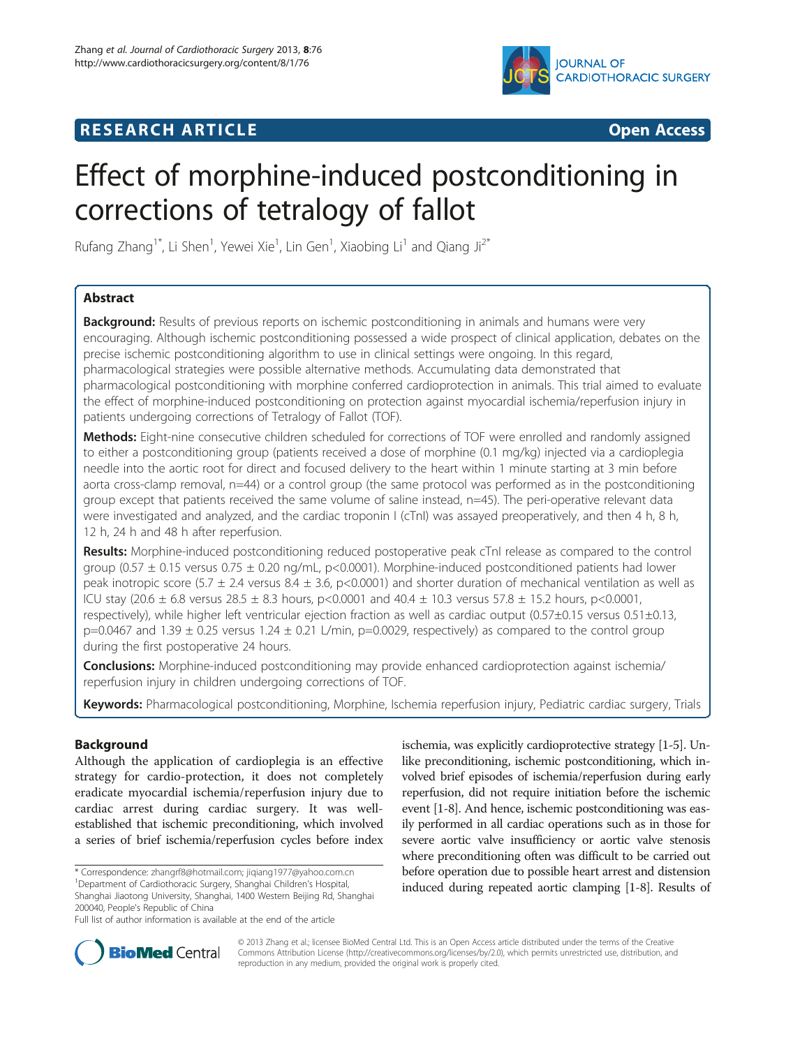**RESEARCH ARTICLE** **Open Access**

# Effect of morphine-induced postconditioning in corrections of tetralogy of fallot

Rufang Zhang[1*], Li Shen[1], Yewei Xie[1], Lin Gen[1], Xiaobing Li[1] and Qiang Ji[2*]

## Abstract

**Background:** Results of previous reports on ischemic postconditioning in animals and humans were very encouraging. Although ischemic postconditioning possessed a wide prospect of clinical application, debates on the precise ischemic postconditioning algorithm to use in clinical settings were ongoing. In this regard, pharmacological strategies were possible alternative methods. Accumulating data demonstrated that pharmacological postconditioning with morphine conferred cardioprotection in animals. This trial aimed to evaluate the effect of morphine-induced postconditioning on protection against myocardial ischemia/reperfusion injury in patients undergoing corrections of Tetralogy of Fallot (TOF).

**Methods:** Eight-nine consecutive children scheduled for corrections of TOF were enrolled and randomly assigned to either a postconditioning group (patients received a dose of morphine (0.1 mg/kg) injected via a cardioplegia needle into the aortic root for direct and focused delivery to the heart within 1 minute starting at 3 min before aorta cross-clamp removal, n=44) or a control group (the same protocol was performed as in the postconditioning group except that patients received the same volume of saline instead, n=45). The peri-operative relevant data were investigated and analyzed, and the cardiac troponin I (cTnI) was assayed preoperatively, and then 4 h, 8 h, 12 h, 24 h and 48 h after reperfusion.

**Results:** Morphine-induced postconditioning reduced postoperative peak cTnI release as compared to the control group (0.57 ± 0.15 versus 0.75 ± 0.20 ng/mL, $p<0.0001$). Morphine-induced postconditioned patients had lower peak inotropic score (5.7 ± 2.4 versus 8.4 ± 3.6, $p<0.0001$) and shorter duration of mechanical ventilation as well as ICU stay (20.6 ± 6.8 versus 28.5 ± 8.3 hours, $p<0.0001$ and 40.4 ± 10.3 versus 57.8 ± 15.2 hours, $p<0.0001$, respectively), while higher left ventricular ejection fraction as well as cardiac output (0.57±0.15 versus 0.51±0.13, $p=0.0467$ and 1.39 ± 0.25 versus 1.24 ± 0.21 L/min, $p=0.0029$, respectively) as compared to the control group during the first postoperative 24 hours.

**Conclusions:** Morphine-induced postconditioning may provide enhanced cardioprotection against ischemia/reperfusion injury in children undergoing corrections of TOF.

**Keywords:** Pharmacological postconditioning, Morphine, Ischemia reperfusion injury, Pediatric cardiac surgery, Trials

## Background

Although the application of cardioplegia is an effective strategy for cardio-protection, it does not completely eradicate myocardial ischemia/reperfusion injury due to cardiac arrest during cardiac surgery. It was well-established that ischemic preconditioning, which involved a series of brief ischemia/reperfusion cycles before index ischemia, was explicitly cardioprotective strategy [1-5]. Unlike preconditioning, ischemic postconditioning, which involved brief episodes of ischemia/reperfusion during early reperfusion, did not require initiation before the ischemic event [1-8]. And hence, ischemic postconditioning was easily performed in all cardiac operations such as in those for severe aortic valve insufficiency or aortic valve stenosis where preconditioning often was difficult to be carried out before operation due to possible heart arrest and distension induced during repeated aortic clamping [1-8]. Results of

\* Correspondence: zhangrf8@hotmail.com; jiqiang1977@yahoo.com.cn
[1]Department of Cardiothoracic Surgery, Shanghai Children's Hospital, Shanghai Jiaotong University, Shanghai, 1400 Western Beijing Rd, Shanghai 200040, People's Republic of China
Full list of author information is available at the end of the article

© 2013 Zhang et al.; licensee BioMed Central Ltd. This is an Open Access article distributed under the terms of the Creative Commons Attribution License (http://creativecommons.org/licenses/by/2.0), which permits unrestricted use, distribution, and reproduction in any medium, provided the original work is properly cited.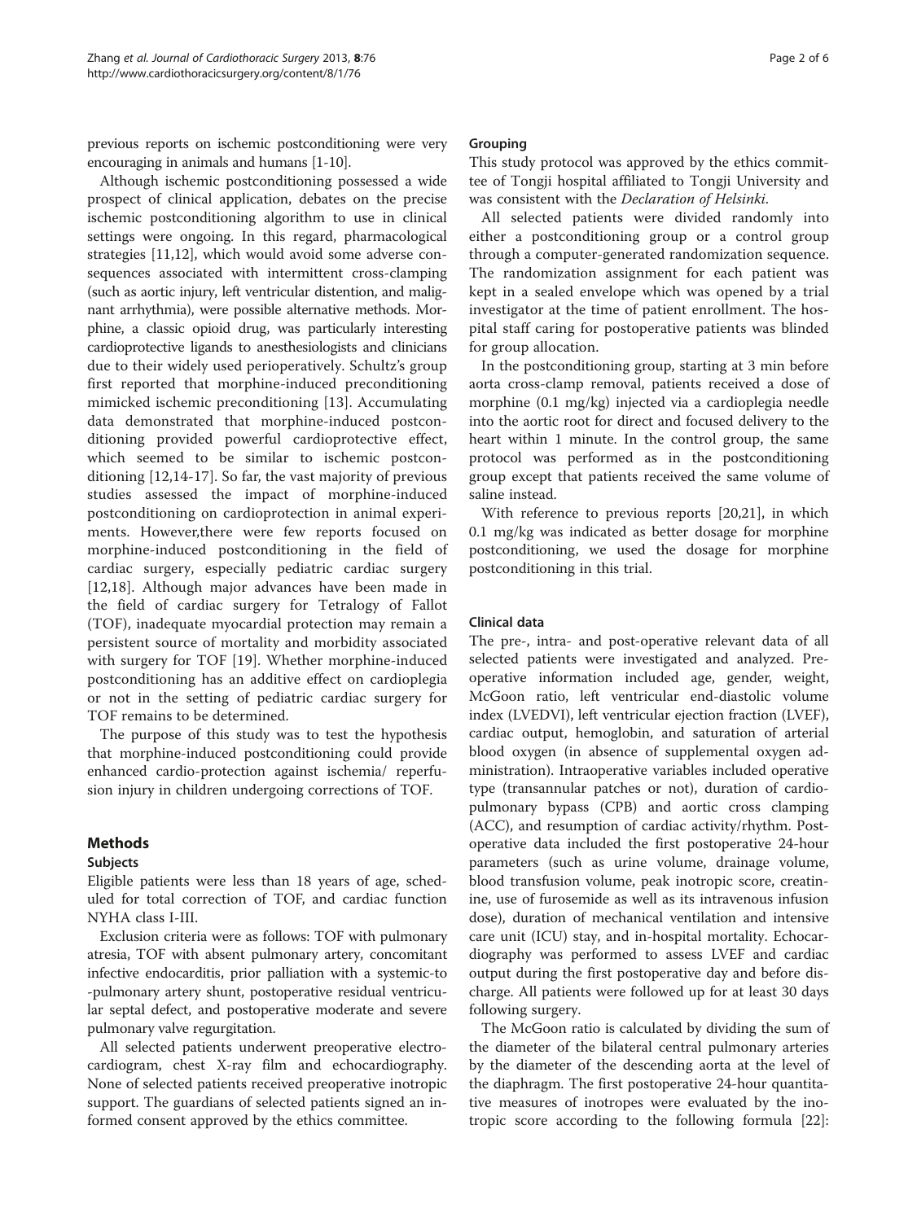previous reports on ischemic postconditioning were very encouraging in animals and humans [1-10].

Although ischemic postconditioning possessed a wide prospect of clinical application, debates on the precise ischemic postconditioning algorithm to use in clinical settings were ongoing. In this regard, pharmacological strategies [11,12], which would avoid some adverse consequences associated with intermittent cross-clamping (such as aortic injury, left ventricular distention, and malignant arrhythmia), were possible alternative methods. Morphine, a classic opioid drug, was particularly interesting cardioprotective ligands to anesthesiologists and clinicians due to their widely used perioperatively. Schultz's group first reported that morphine-induced preconditioning mimicked ischemic preconditioning [13]. Accumulating data demonstrated that morphine-induced postconditioning provided powerful cardioprotective effect, which seemed to be similar to ischemic postconditioning [12,14-17]. So far, the vast majority of previous studies assessed the impact of morphine-induced postconditioning on cardioprotection in animal experiments. However,there were few reports focused on morphine-induced postconditioning in the field of cardiac surgery, especially pediatric cardiac surgery [12,18]. Although major advances have been made in the field of cardiac surgery for Tetralogy of Fallot (TOF), inadequate myocardial protection may remain a persistent source of mortality and morbidity associated with surgery for TOF [19]. Whether morphine-induced postconditioning has an additive effect on cardioplegia or not in the setting of pediatric cardiac surgery for TOF remains to be determined.

The purpose of this study was to test the hypothesis that morphine-induced postconditioning could provide enhanced cardio-protection against ischemia/ reperfusion injury in children undergoing corrections of TOF.

## Methods

### Subjects

Eligible patients were less than 18 years of age, scheduled for total correction of TOF, and cardiac function NYHA class I-III.

Exclusion criteria were as follows: TOF with pulmonary atresia, TOF with absent pulmonary artery, concomitant infective endocarditis, prior palliation with a systemic-to -pulmonary artery shunt, postoperative residual ventricular septal defect, and postoperative moderate and severe pulmonary valve regurgitation.

All selected patients underwent preoperative electrocardiogram, chest X-ray film and echocardiography. None of selected patients received preoperative inotropic support. The guardians of selected patients signed an informed consent approved by the ethics committee.

### Grouping

This study protocol was approved by the ethics committee of Tongji hospital affiliated to Tongji University and was consistent with the *Declaration of Helsinki*.

All selected patients were divided randomly into either a postconditioning group or a control group through a computer-generated randomization sequence. The randomization assignment for each patient was kept in a sealed envelope which was opened by a trial investigator at the time of patient enrollment. The hospital staff caring for postoperative patients was blinded for group allocation.

In the postconditioning group, starting at 3 min before aorta cross-clamp removal, patients received a dose of morphine (0.1 mg/kg) injected via a cardioplegia needle into the aortic root for direct and focused delivery to the heart within 1 minute. In the control group, the same protocol was performed as in the postconditioning group except that patients received the same volume of saline instead.

With reference to previous reports [20,21], in which 0.1 mg/kg was indicated as better dosage for morphine postconditioning, we used the dosage for morphine postconditioning in this trial.

### Clinical data

The pre-, intra- and post-operative relevant data of all selected patients were investigated and analyzed. Preoperative information included age, gender, weight, McGoon ratio, left ventricular end-diastolic volume index (LVEDVI), left ventricular ejection fraction (LVEF), cardiac output, hemoglobin, and saturation of arterial blood oxygen (in absence of supplemental oxygen administration). Intraoperative variables included operative type (transannular patches or not), duration of cardiopulmonary bypass (CPB) and aortic cross clamping (ACC), and resumption of cardiac activity/rhythm. Postoperative data included the first postoperative 24-hour parameters (such as urine volume, drainage volume, blood transfusion volume, peak inotropic score, creatinine, use of furosemide as well as its intravenous infusion dose), duration of mechanical ventilation and intensive care unit (ICU) stay, and in-hospital mortality. Echocardiography was performed to assess LVEF and cardiac output during the first postoperative day and before discharge. All patients were followed up for at least 30 days following surgery.

The McGoon ratio is calculated by dividing the sum of the diameter of the bilateral central pulmonary arteries by the diameter of the descending aorta at the level of the diaphragm. The first postoperative 24-hour quantitative measures of inotropes were evaluated by the inotropic score according to the following formula [22]: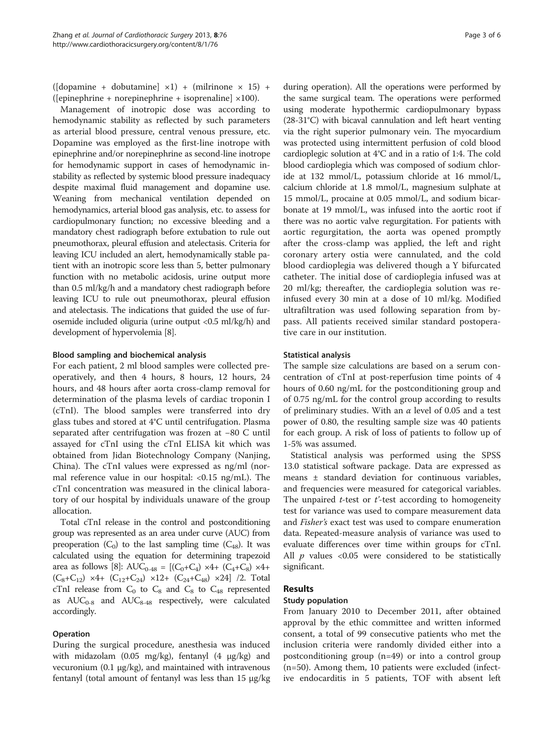([dopamine + dobutamine] ×1) + (milrinone × 15) + ([epinephrine + norepinephrine + isoprenaline] ×100).

Management of inotropic dose was according to hemodynamic stability as reflected by such parameters as arterial blood pressure, central venous pressure, etc. Dopamine was employed as the first-line inotrope with epinephrine and/or norepinephrine as second-line inotrope for hemodynamic support in cases of hemodynamic instability as reflected by systemic blood pressure inadequacy despite maximal fluid management and dopamine use. Weaning from mechanical ventilation depended on hemodynamics, arterial blood gas analysis, etc. to assess for cardiopulmonary function; no excessive bleeding and a mandatory chest radiograph before extubation to rule out pneumothorax, pleural effusion and atelectasis. Criteria for leaving ICU included an alert, hemodynamically stable patient with an inotropic score less than 5, better pulmonary function with no metabolic acidosis, urine output more than 0.5 ml/kg/h and a mandatory chest radiograph before leaving ICU to rule out pneumothorax, pleural effusion and atelectasis. The indications that guided the use of furosemide included oliguria (urine output <0.5 ml/kg/h) and development of hypervolemia [8].

### Blood sampling and biochemical analysis

For each patient, 2 ml blood samples were collected preoperatively, and then 4 hours, 8 hours, 12 hours, 24 hours, and 48 hours after aorta cross-clamp removal for determination of the plasma levels of cardiac troponin I (cTnI). The blood samples were transferred into dry glass tubes and stored at 4°C until centrifugation. Plasma separated after centrifugation was frozen at −80 C until assayed for cTnI using the cTnI ELISA kit which was obtained from Jidan Biotechnology Company (Nanjing, China). The cTnI values were expressed as ng/ml (normal reference value in our hospital: <0.15 ng/mL). The cTnI concentration was measured in the clinical laboratory of our hospital by individuals unaware of the group allocation.

Total cTnI release in the control and postconditioning group was represented as an area under curve (AUC) from preoperation ($C_0$) to the last sampling time ($C_{48}$). It was calculated using the equation for determining trapezoid area as follows [8]: $AUC_{0\text{-}48} = [(C_0+C_4) \times 4 + (C_4+C_8) \times 4 + (C_8+C_{12}) \times 4 + (C_{12}+C_{24}) \times 12 + (C_{24}+C_{48}) \times 24] / 2$. Total cTnI release from $C_0$ to $C_8$ and $C_8$ to $C_{48}$ represented as $AUC_{0\text{-}8}$ and $AUC_{8\text{-}48}$ respectively, were calculated accordingly.

### Operation

During the surgical procedure, anesthesia was induced with midazolam (0.05 mg/kg), fentanyl (4 μg/kg) and vecuronium (0.1 μg/kg), and maintained with intravenous fentanyl (total amount of fentanyl was less than 15 μg/kg during operation). All the operations were performed by the same surgical team. The operations were performed using moderate hypothermic cardiopulmonary bypass (28-31°C) with bicaval cannulation and left heart venting via the right superior pulmonary vein. The myocardium was protected using intermittent perfusion of cold blood cardioplegic solution at 4°C and in a ratio of 1:4. The cold blood cardioplegia which was composed of sodium chloride at 132 mmol/L, potassium chloride at 16 mmol/L, calcium chloride at 1.8 mmol/L, magnesium sulphate at 15 mmol/L, procaine at 0.05 mmol/L, and sodium bicarbonate at 19 mmol/L, was infused into the aortic root if there was no aortic valve regurgitation. For patients with aortic regurgitation, the aorta was opened promptly after the cross-clamp was applied, the left and right coronary artery ostia were cannulated, and the cold blood cardioplegia was delivered though a Y bifurcated catheter. The initial dose of cardioplegia infused was at 20 ml/kg; thereafter, the cardioplegia solution was reinfused every 30 min at a dose of 10 ml/kg. Modified ultrafiltration was used following separation from bypass. All patients received similar standard postoperative care in our institution.

### Statistical analysis

The sample size calculations are based on a serum concentration of cTnI at post-reperfusion time points of 4 hours of 0.60 ng/mL for the postconditioning group and of 0.75 ng/mL for the control group according to results of preliminary studies. With an $\alpha$ level of 0.05 and a test power of 0.80, the resulting sample size was 40 patients for each group. A risk of loss of patients to follow up of 1-5% was assumed.

Statistical analysis was performed using the SPSS 13.0 statistical software package. Data are expressed as means ± standard deviation for continuous variables, and frequencies were measured for categorical variables. The unpaired *t*-test or *t'*-test according to homogeneity test for variance was used to compare measurement data and *Fisher's* exact test was used to compare enumeration data. Repeated-measure analysis of variance was used to evaluate differences over time within groups for cTnI. All $p$ values <0.05 were considered to be statistically significant.

## Results

### Study population

From January 2010 to December 2011, after obtained approval by the ethic committee and written informed consent, a total of 99 consecutive patients who met the inclusion criteria were randomly divided either into a postconditioning group (n=49) or into a control group (n=50). Among them, 10 patients were excluded (infective endocarditis in 5 patients, TOF with absent left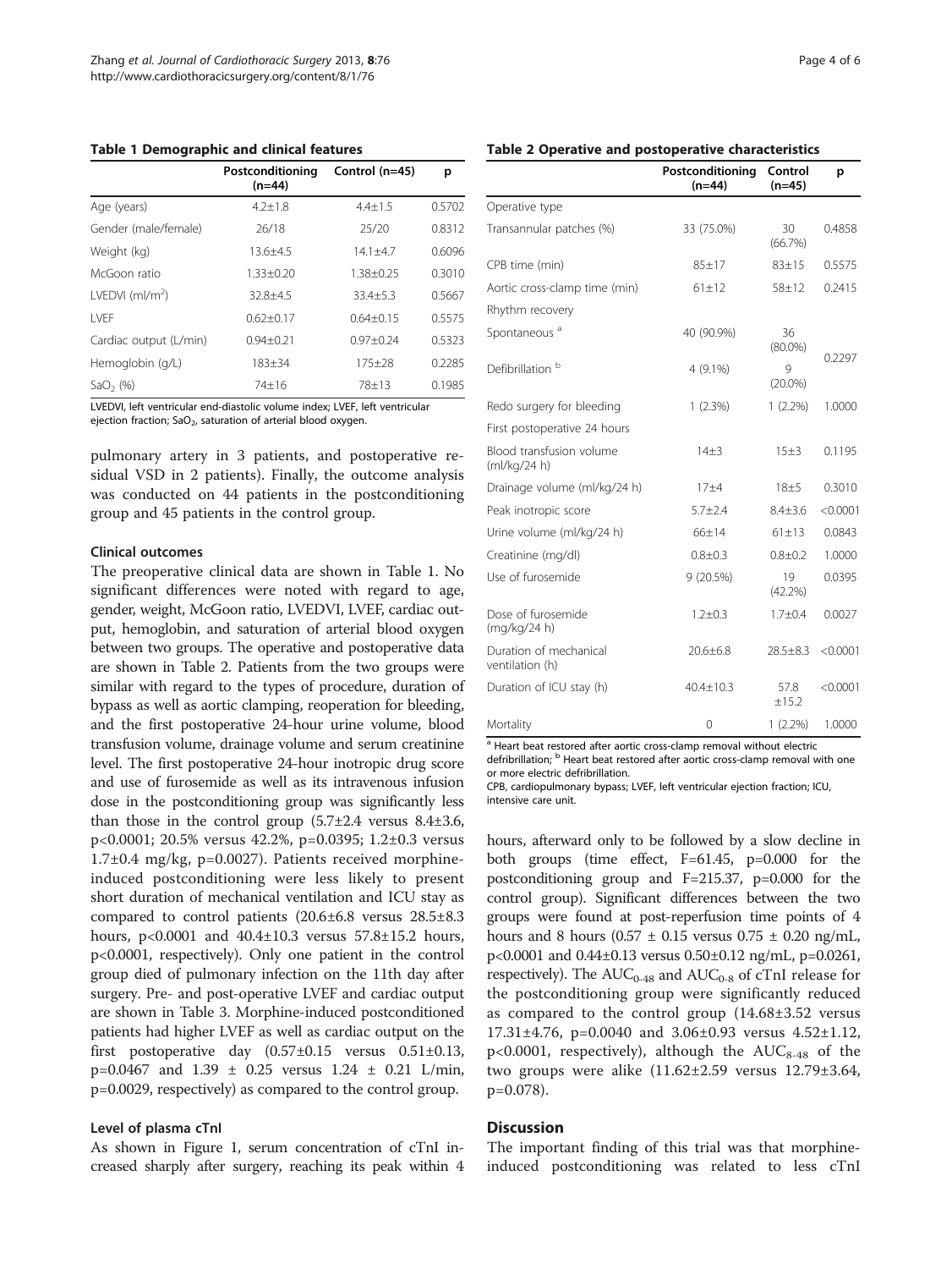**Table 1 Demographic and clinical features**

| | Postconditioning (n=44) | Control (n=45) | p |
|---|---|---|---|
| Age (years) | 4.2±1.8 | 4.4±1.5 | 0.5702 |
| Gender (male/female) | 26/18 | 25/20 | 0.8312 |
| Weight (kg) | 13.6±4.5 | 14.1±4.7 | 0.6096 |
| McGoon ratio | 1.33±0.20 | 1.38±0.25 | 0.3010 |
| LVEDVI (ml/m$^2$) | 32.8±4.5 | 33.4±5.3 | 0.5667 |
| LVEF | 0.62±0.17 | 0.64±0.15 | 0.5575 |
| Cardiac output (L/min) | 0.94±0.21 | 0.97±0.24 | 0.5323 |
| Hemoglobin (g/L) | 183±34 | 175±28 | 0.2285 |
| $SaO_2$ (%) | 74±16 | 78±13 | 0.1985 |

LVEDVI, left ventricular end-diastolic volume index; LVEF, left ventricular ejection fraction; $SaO_2$, saturation of arterial blood oxygen.

pulmonary artery in 3 patients, and postoperative residual VSD in 2 patients). Finally, the outcome analysis was conducted on 44 patients in the postconditioning group and 45 patients in the control group.

#### Clinical outcomes

The preoperative clinical data are shown in Table 1. No significant differences were noted with regard to age, gender, weight, McGoon ratio, LVEDVI, LVEF, cardiac output, hemoglobin, and saturation of arterial blood oxygen between two groups. The operative and postoperative data are shown in Table 2. Patients from the two groups were similar with regard to the types of procedure, duration of bypass as well as aortic clamping, reoperation for bleeding, and the first postoperative 24-hour urine volume, blood transfusion volume, drainage volume and serum creatinine level. The first postoperative 24-hour inotropic drug score and use of furosemide as well as its intravenous infusion dose in the postconditioning group was significantly less than those in the control group (5.7±2.4 versus 8.4±3.6, p<0.0001; 20.5% versus 42.2%, p=0.0395; 1.2±0.3 versus 1.7±0.4 mg/kg, p=0.0027). Patients received morphine-induced postconditioning were less likely to present short duration of mechanical ventilation and ICU stay as compared to control patients (20.6±6.8 versus 28.5±8.3 hours, p<0.0001 and 40.4±10.3 versus 57.8±15.2 hours, p<0.0001, respectively). Only one patient in the control group died of pulmonary infection on the 11th day after surgery. Pre- and post-operative LVEF and cardiac output are shown in Table 3. Morphine-induced postconditioned patients had higher LVEF as well as cardiac output on the first postoperative day (0.57±0.15 versus 0.51±0.13, p=0.0467 and 1.39 ± 0.25 versus 1.24 ± 0.21 L/min, p=0.0029, respectively) as compared to the control group.

#### Level of plasma cTnI

As shown in Figure 1, serum concentration of cTnI increased sharply after surgery, reaching its peak within 4 hours, afterward only to be followed by a slow decline in both groups (time effect, F=61.45, p=0.000 for the postconditioning group and F=215.37, p=0.000 for the control group). Significant differences between the two groups were found at post-reperfusion time points of 4 hours and 8 hours (0.57 ± 0.15 versus 0.75 ± 0.20 ng/mL, p<0.0001 and 0.44±0.13 versus 0.50±0.12 ng/mL, p=0.0261, respectively). The $AUC_{0\text{-}48}$ and $AUC_{0\text{-}8}$ of cTnI release for the postconditioning group were significantly reduced as compared to the control group (14.68±3.52 versus 17.31±4.76, p=0.0040 and 3.06±0.93 versus 4.52±1.12, p<0.0001, respectively), although the $AUC_{8\text{-}48}$ of the two groups were alike (11.62±2.59 versus 12.79±3.64, p=0.078).

**Table 2 Operative and postoperative characteristics**

| | Postconditioning (n=44) | Control (n=45) | p |
|---|---|---|---|
| Operative type | | | |
| Transannular patches (%) | 33 (75.0%) | 30 (66.7%) | 0.4858 |
| CPB time (min) | 85±17 | 83±15 | 0.5575 |
| Aortic cross-clamp time (min) | 61±12 | 58±12 | 0.2415 |
| Rhythm recovery | | | |
| Spontaneous [a] | 40 (90.9%) | 36 (80.0%) | 0.2297 |
| Defibrillation [b] | 4 (9.1%) | 9 (20.0%) | |
| Redo surgery for bleeding | 1 (2.3%) | 1 (2.2%) | 1.0000 |
| First postoperative 24 hours | | | |
| Blood transfusion volume (ml/kg/24 h) | 14±3 | 15±3 | 0.1195 |
| Drainage volume (ml/kg/24 h) | 17±4 | 18±5 | 0.3010 |
| Peak inotropic score | 5.7±2.4 | 8.4±3.6 | <0.0001 |
| Urine volume (ml/kg/24 h) | 66±14 | 61±13 | 0.0843 |
| Creatinine (mg/dl) | 0.8±0.3 | 0.8±0.2 | 1.0000 |
| Use of furosemide | 9 (20.5%) | 19 (42.2%) | 0.0395 |
| Dose of furosemide (mg/kg/24 h) | 1.2±0.3 | 1.7±0.4 | 0.0027 |
| Duration of mechanical ventilation (h) | 20.6±6.8 | 28.5±8.3 | <0.0001 |
| Duration of ICU stay (h) | 40.4±10.3 | 57.8 ±15.2 | <0.0001 |
| Mortality | 0 | 1 (2.2%) | 1.0000 |

[a] Heart beat restored after aortic cross-clamp removal without electric defibrillation; [b] Heart beat restored after aortic cross-clamp removal with one or more electric defibrillation.
CPB, cardiopulmonary bypass; LVEF, left ventricular ejection fraction; ICU, intensive care unit.

## Discussion

The important finding of this trial was that morphine-induced postconditioning was related to less cTnI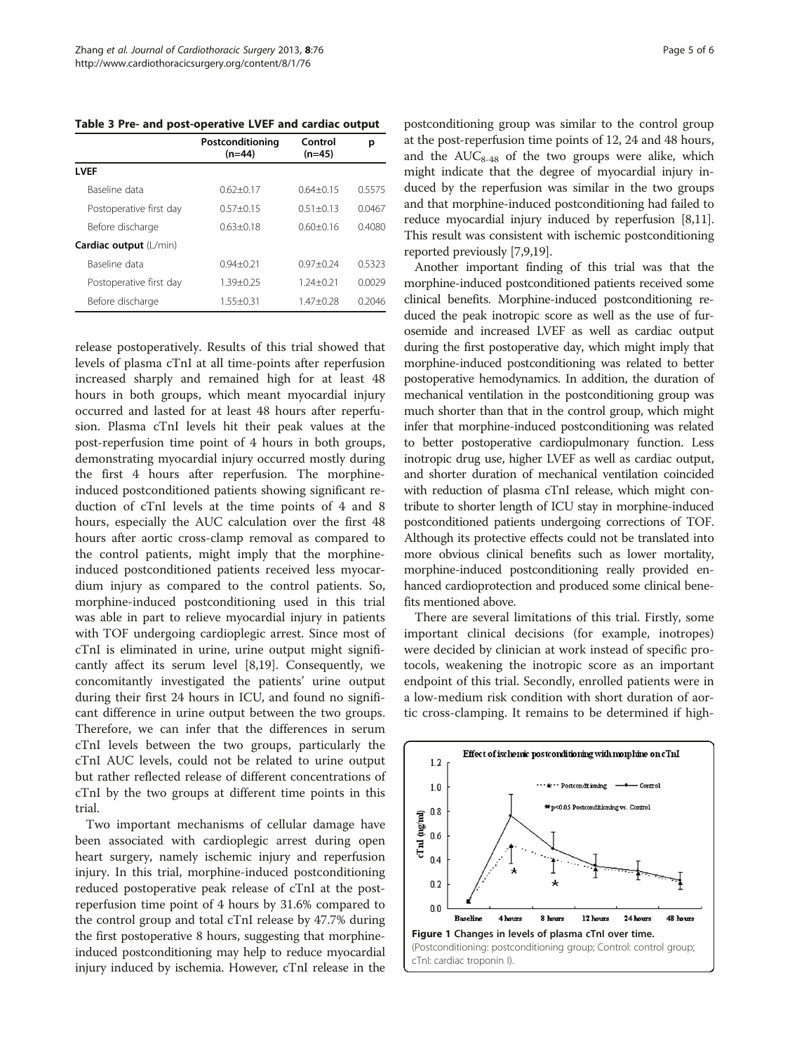**Table 3 Pre- and post-operative LVEF and cardiac output**

| | Postconditioning (n=44) | Control (n=45) | p |
|---|---|---|---|
| **LVEF** | | | |
| Baseline data | 0.62±0.17 | 0.64±0.15 | 0.5575 |
| Postoperative first day | 0.57±0.15 | 0.51±0.13 | 0.0467 |
| Before discharge | 0.63±0.18 | 0.60±0.16 | 0.4080 |
| **Cardiac output** (L/min) | | | |
| Baseline data | 0.94±0.21 | 0.97±0.24 | 0.5323 |
| Postoperative first day | 1.39±0.25 | 1.24±0.21 | 0.0029 |
| Before discharge | 1.55±0.31 | 1.47±0.28 | 0.2046 |

release postoperatively. Results of this trial showed that levels of plasma cTnI at all time-points after reperfusion increased sharply and remained high for at least 48 hours in both groups, which meant myocardial injury occurred and lasted for at least 48 hours after reperfusion. Plasma cTnI levels hit their peak values at the post-reperfusion time point of 4 hours in both groups, demonstrating myocardial injury occurred mostly during the first 4 hours after reperfusion. The morphine-induced postconditioned patients showing significant reduction of cTnI levels at the time points of 4 and 8 hours, especially the AUC calculation over the first 48 hours after aortic cross-clamp removal as compared to the control patients, might imply that the morphine-induced postconditioned patients received less myocardium injury as compared to the control patients. So, morphine-induced postconditioning used in this trial was able in part to relieve myocardial injury in patients with TOF undergoing cardioplegic arrest. Since most of cTnI is eliminated in urine, urine output might significantly affect its serum level [8,19]. Consequently, we concomitantly investigated the patients' urine output during their first 24 hours in ICU, and found no significant difference in urine output between the two groups. Therefore, we can infer that the differences in serum cTnI levels between the two groups, particularly the cTnI AUC levels, could not be related to urine output but rather reflected release of different concentrations of cTnI by the two groups at different time points in this trial.

Two important mechanisms of cellular damage have been associated with cardioplegic arrest during open heart surgery, namely ischemic injury and reperfusion injury. In this trial, morphine-induced postconditioning reduced postoperative peak release of cTnI at the post-reperfusion time point of 4 hours by 31.6% compared to the control group and total cTnI release by 47.7% during the first postoperative 8 hours, suggesting that morphine-induced postconditioning may help to reduce myocardial injury induced by ischemia. However, cTnI release in the postconditioning group was similar to the control group at the post-reperfusion time points of 12, 24 and 48 hours, and the $AUC_{8\text{-}48}$ of the two groups were alike, which might indicate that the degree of myocardial injury induced by the reperfusion was similar in the two groups and that morphine-induced postconditioning had failed to reduce myocardial injury induced by reperfusion [8,11]. This result was consistent with ischemic postconditioning reported previously [7,9,19].

Another important finding of this trial was that the morphine-induced postconditioned patients received some clinical benefits. Morphine-induced postconditioning reduced the peak inotropic score as well as the use of furosemide and increased LVEF as well as cardiac output during the first postoperative day, which might imply that morphine-induced postconditioning was related to better postoperative hemodynamics. In addition, the duration of mechanical ventilation in the postconditioning group was much shorter than that in the control group, which might infer that morphine-induced postconditioning was related to better postoperative cardiopulmonary function. Less inotropic drug use, higher LVEF as well as cardiac output, and shorter duration of mechanical ventilation coincided with reduction of plasma cTnI release, which might contribute to shorter length of ICU stay in morphine-induced postconditioned patients undergoing corrections of TOF. Although its protective effects could not be translated into more obvious clinical benefits such as lower mortality, morphine-induced postconditioning really provided enhanced cardioprotection and produced some clinical benefits mentioned above.

There are several limitations of this trial. Firstly, some important clinical decisions (for example, inotropes) were decided by clinician at work instead of specific protocols, weakening the inotropic score as an important endpoint of this trial. Secondly, enrolled patients were in a low-medium risk condition with short duration of aortic cross-clamping. It remains to be determined if high-

**Figure 1 Changes in levels of plasma cTnI over time.** (Postconditioning: postconditioning group; Control: control group; cTnI: cardiac troponin I).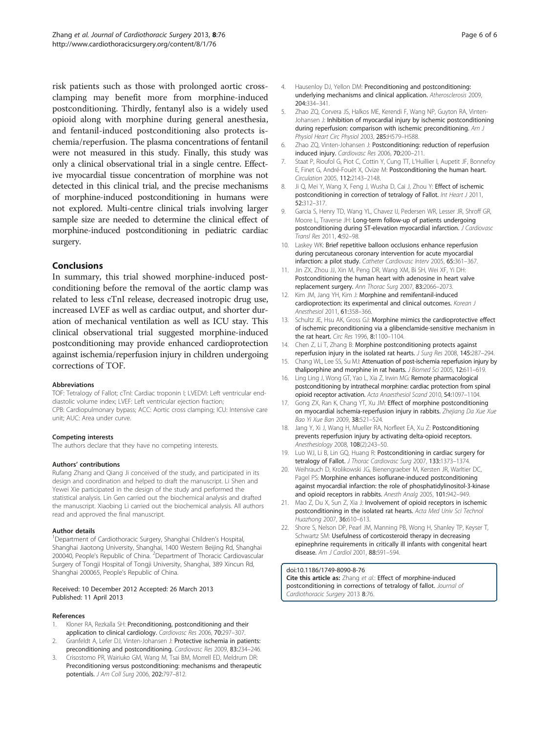risk patients such as those with prolonged aortic cross-clamping may benefit more from morphine-induced postconditioning. Thirdly, fentanyl also is a widely used opioid along with morphine during general anesthesia, and fentanil-induced postconditioning also protects ischemia/reperfusion. The plasma concentrations of fentanil were not measured in this study. Finally, this study was only a clinical observational trial in a single centre. Effective myocardial tissue concentration of morphine was not detected in this clinical trial, and the precise mechanisms of morphine-induced postconditioning in humans were not explored. Multi-centre clinical trials involving larger sample size are needed to determine the clinical effect of morphine-induced postconditioning in pediatric cardiac surgery.

## Conclusions

In summary, this trial showed morphine-induced postconditioning before the removal of the aortic clamp was related to less cTnI release, decreased inotropic drug use, increased LVEF as well as cardiac output, and shorter duration of mechanical ventilation as well as ICU stay. This clinical observational trial suggested morphine-induced postconditioning may provide enhanced cardioprotection against ischemia/reperfusion injury in children undergoing corrections of TOF.

#### Abbreviations

TOF: Tetralogy of Fallot; cTnI: Cardiac troponin I; LVEDVI: Left ventricular end-diastolic volume index; LVEF: Left ventricular ejection fraction; CPB: Cardiopulmonary bypass; ACC: Aortic cross clamping; ICU: Intensive care unit; AUC: Area under curve.

#### Competing interests

The authors declare that they have no competing interests.

#### Authors' contributions

Rufang Zhang and Qiang Ji conceived of the study, and participated in its design and coordination and helped to draft the manuscript. Li Shen and Yewei Xie participated in the design of the study and performed the statistical analysis. Lin Gen carried out the biochemical analysis and drafted the manuscript. Xiaobing Li carried out the biochemical analysis. All authors read and approved the final manuscript.

#### Author details

[1]Department of Cardiothoracic Surgery, Shanghai Children's Hospital, Shanghai Jiaotong University, Shanghai, 1400 Western Beijing Rd, Shanghai 200040, People's Republic of China. [2]Department of Thoracic Cardiovascular Surgery of Tongji Hospital of Tongji University, Shanghai, 389 Xincun Rd, Shanghai 200065, People's Republic of China.

Received: 10 December 2012 Accepted: 26 March 2013
Published: 11 April 2013

#### References

1. Kloner RA, Rezkalla SH: **Preconditioning, postconditioning and their application to clinical cardiology.** *Cardiovasc Res* 2006, **70:**297–307.
2. Granfeldt A, Lefer DJ, Vinten-Johansen J: **Protective ischemia in patients: preconditioning and postconditioning.** *Cardiovasc Res* 2009, **83:**234–246.
3. Crisostomo PR, Wairiuko GM, Wang M, Tsai BM, Morrell ED, Meldrum DR: **Preconditioning versus postconditioning: mechanisms and therapeutic potentials.** *J Am Coll Surg* 2006, **202:**797–812.
4. Hausenloy DJ, Yellon DM: **Preconditioning and postconditioning: underlying mechanisms and clinical application.** *Atherosclerosis* 2009, **204:**334–341.
5. Zhao ZQ, Corvera JS, Halkos ME, Kerendi F, Wang NP, Guyton RA, Vinten-Johansen J: **Inhibition of myocardial injury by ischemic postconditioning during reperfusion: comparison with ischemic preconditioning.** *Am J Physiol Heart Circ Physiol* 2003, **285:**H579–H588.
6. Zhao ZQ, Vinten-Johansen J: **Postconditioning: reduction of reperfusion induced injury.** *Cardiovasc Res* 2006, **70:**200–211.
7. Staat P, Rioufol G, Piot C, Cottin Y, Cung TT, L'Huillier I, Aupetit JF, Bonnefoy E, Finet G, André-Fouët X, Ovize M: **Postconditioning the human heart.** *Circulation* 2005, **112:**2143–2148.
8. Ji Q, Mei Y, Wang X, Feng J, Wusha D, Cai J, Zhou Y: **Effect of ischemic postconditioning in correction of tetralogy of Fallot.** *Int Heart J* 2011, **52:**312–317.
9. Garcia S, Henry TD, Wang YL, Chavez IJ, Pedersen WR, Lesser JR, Shroff GR, Moore L, Traverse JH: **Long-term follow-up of patients undergoing postconditioning during ST-elevation myocardial infarction.** *J Cardiovasc Transl Res* 2011, **4:**92–98.
10. Laskey WK: **Brief repetitive balloon occlusions enhance reperfusion during percutaneous coronary intervention for acute myocardial infarction: a pilot study.** *Catheter Cardiovasc Interv* 2005, **65:**361–367.
11. Jin ZX, Zhou JJ, Xin M, Peng DR, Wang XM, Bi SH, Wei XF, Yi DH: **Postconditioning the human heart with adenosine in heart valve replacement surgery.** *Ann Thorac Surg* 2007, **83:**2066–2073.
12. Kim JM, Jang YH, Kim J: **Morphine and remifentanil-induced cardioprotection: its experimental and clinical outcomes.** *Korean J Anesthesiol* 2011, **61:**358–366.
13. Schultz JE, Hsu AK, Gross GJ: **Morphine mimics the cardioprotective effect of ischemic preconditioning via a glibenclamide-sensitive mechanism in the rat heart.** *Circ Res* 1996, **8:**1100–1104.
14. Chen Z, Li T, Zhang B: **Morphine postconditioning protects against reperfusion injury in the isolated rat hearts.** *J Surg Res* 2008, **145:**287–294.
15. Chang WL, Lee SS, Su MJ: **Attenuation of post-ischemia reperfusion injury by thaliporphine and morphine in rat hearts.** *J Biomed Sci* 2005, **12:**611–619.
16. Ling Ling J, Wong GT, Yao L, Xia Z, Irwin MG: **Remote pharmacological postconditioning by intrathecal morphine: cardiac protection from spinal opioid receptor activation.** *Acta Anaesthesiol Scand* 2010, **54:**1097–1104.
17. Gong ZX, Ran K, Chang YT, Xu JM: **Effect of morphine postconditioning on myocardial ischemia-reperfusion injury in rabbits.** *Zhejiang Da Xue Xue Bao Yi Xue Ban* 2009, **38:**521–524.
18. Jang Y, Xi J, Wang H, Mueller RA, Norfleet EA, Xu Z: **Postconditioning prevents reperfusion injury by activating delta-opioid receptors.** *Anesthesiology* 2008, **108**(2):243–50.
19. Luo WJ, Li B, Lin GQ, Huang R: **Postconditioning in cardiac surgery for tetralogy of Fallot.** *J Thorac Cardiovasc Surg* 2007, **133:**1373–1374.
20. Weihrauch D, Krolikowski JG, Bienengraeber M, Kersten JR, Warltier DC, Pagel PS: **Morphine enhances isoflurane-induced postconditioning against myocardial infarction: the role of phosphatidylinositol-3-kinase and opioid receptors in rabbits.** *Anesth Analg* 2005, **101:**942–949.
21. Mao Z, Du X, Sun Z, Xia J: **Involvement of opioid receptors in ischemic postconditioning in the isolated rat hearts.** *Acta Med Univ Sci Technol Huazhong* 2007, **36:**610–613.
22. Shore S, Nelson DP, Pearl JM, Manning PB, Wong H, Shanley TP, Keyser T, Schwartz SM: **Usefulness of corticosteroid therapy in decreasing epinephrine requirements in critically ill infants with congenital heart disease.** *Am J Cardiol* 2001, **88:**591–594.

doi:10.1186/1749-8090-8-76
**Cite this article as:** Zhang *et al.*: Effect of morphine-induced postconditioning in corrections of tetralogy of fallot. *Journal of Cardiothoracic Surgery* 2013 **8**:76.